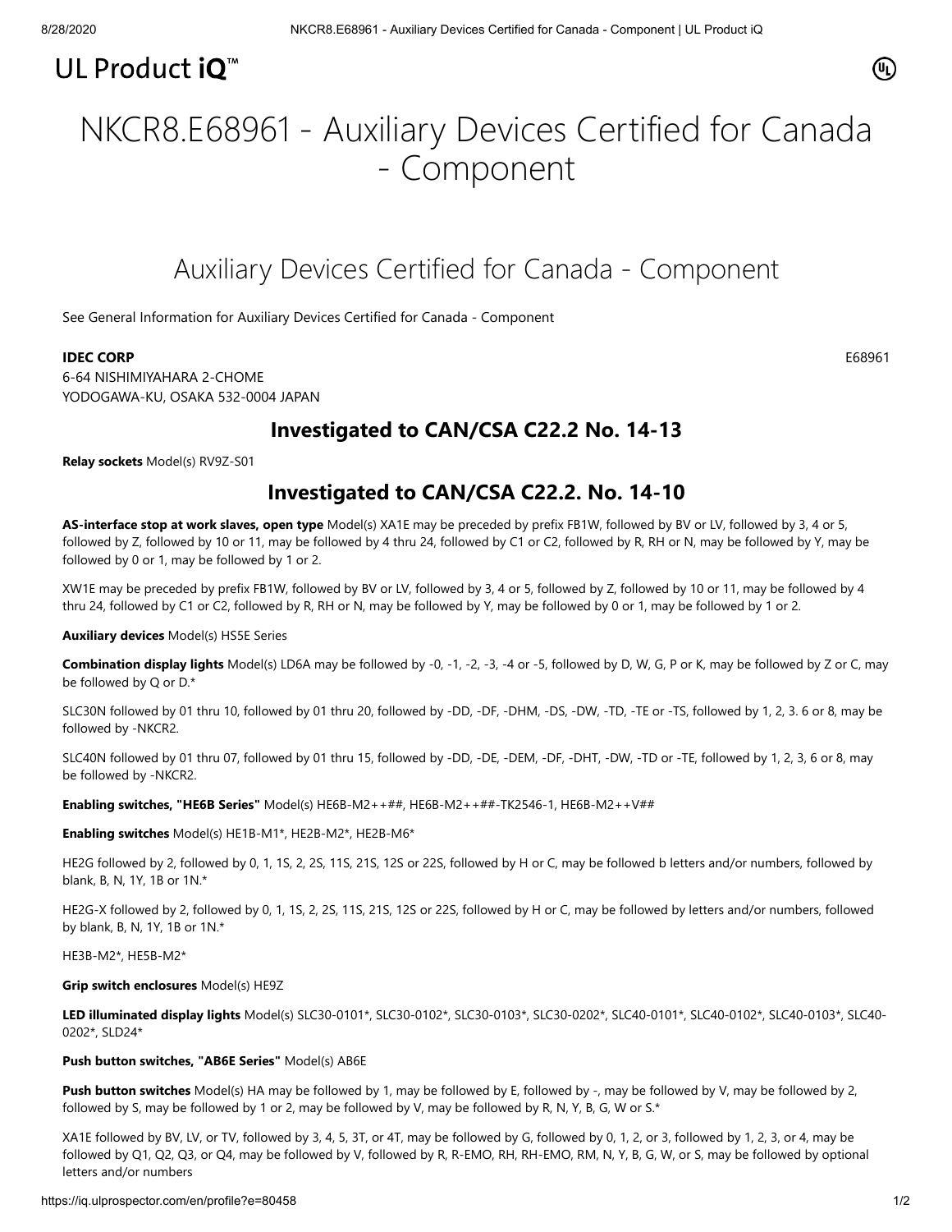# NKCR8.E68961 - Auxiliary Devices Certified for Canada - Component

## Auxiliary Devices Certified for Canada - Component

See General Information for Auxiliary Devices Certified for Canada - Component

**IDEC CORP** E68961

6-64 NISHIMIYAHARA 2-CHOME
YODOGAWA-KU, OSAKA 532-0004 JAPAN

### Investigated to CAN/CSA C22.2 No. 14-13

**Relay sockets** Model(s) RV9Z-S01

### Investigated to CAN/CSA C22.2. No. 14-10

**AS-interface stop at work slaves, open type** Model(s) XA1E may be preceded by prefix FB1W, followed by BV or LV, followed by 3, 4 or 5, followed by Z, followed by 10 or 11, may be followed by 4 thru 24, followed by C1 or C2, followed by R, RH or N, may be followed by Y, may be followed by 0 or 1, may be followed by 1 or 2.

XW1E may be preceded by prefix FB1W, followed by BV or LV, followed by 3, 4 or 5, followed by Z, followed by 10 or 11, may be followed by 4 thru 24, followed by C1 or C2, followed by R, RH or N, may be followed by Y, may be followed by 0 or 1, may be followed by 1 or 2.

**Auxiliary devices** Model(s) HS5E Series

**Combination display lights** Model(s) LD6A may be followed by -0, -1, -2, -3, -4 or -5, followed by D, W, G, P or K, may be followed by Z or C, may be followed by Q or D.*

SLC30N followed by 01 thru 10, followed by 01 thru 20, followed by -DD, -DF, -DHM, -DS, -DW, -TD, -TE or -TS, followed by 1, 2, 3. 6 or 8, may be followed by -NKCR2.

SLC40N followed by 01 thru 07, followed by 01 thru 15, followed by -DD, -DE, -DEM, -DF, -DHT, -DW, -TD or -TE, followed by 1, 2, 3, 6 or 8, may be followed by -NKCR2.

**Enabling switches, "HE6B Series"** Model(s) HE6B-M2++##, HE6B-M2++##-TK2546-1, HE6B-M2++V##

**Enabling switches** Model(s) HE1B-M1*, HE2B-M2*, HE2B-M6*

HE2G followed by 2, followed by 0, 1, 1S, 2, 2S, 11S, 21S, 12S or 22S, followed by H or C, may be followed b letters and/or numbers, followed by blank, B, N, 1Y, 1B or 1N.*

HE2G-X followed by 2, followed by 0, 1, 1S, 2, 2S, 11S, 21S, 12S or 22S, followed by H or C, may be followed by letters and/or numbers, followed by blank, B, N, 1Y, 1B or 1N.*

HE3B-M2*, HE5B-M2*

**Grip switch enclosures** Model(s) HE9Z

**LED illuminated display lights** Model(s) SLC30-0101*, SLC30-0102*, SLC30-0103*, SLC30-0202*, SLC40-0101*, SLC40-0102*, SLC40-0103*, SLC40-0202*, SLD24*

**Push button switches, "AB6E Series"** Model(s) AB6E

**Push button switches** Model(s) HA may be followed by 1, may be followed by E, followed by -, may be followed by V, may be followed by 2, followed by S, may be followed by 1 or 2, may be followed by V, may be followed by R, N, Y, B, G, W or S.*

XA1E followed by BV, LV, or TV, followed by 3, 4, 5, 3T, or 4T, may be followed by G, followed by 0, 1, 2, or 3, followed by 1, 2, 3, or 4, may be followed by Q1, Q2, Q3, or Q4, may be followed by V, followed by R, R-EMO, RH, RH-EMO, RM, N, Y, B, G, W, or S, may be followed by optional letters and/or numbers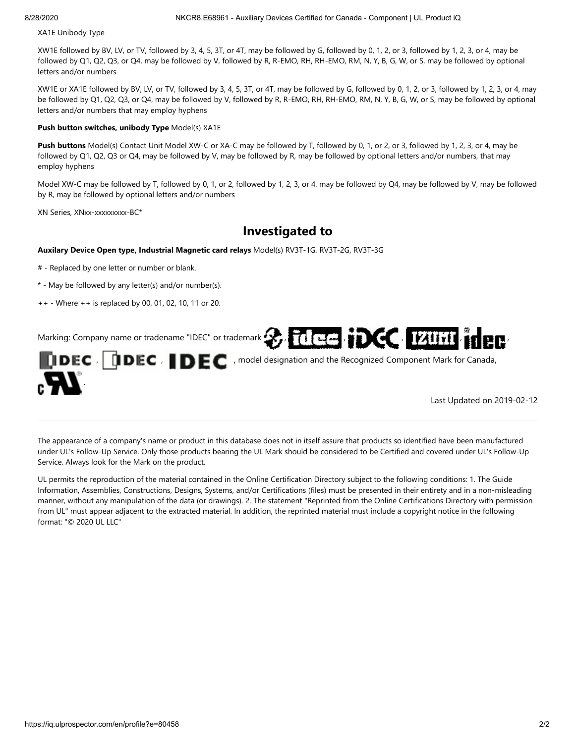XA1E Unibody Type

XW1E followed by BV, LV, or TV, followed by 3, 4, 5, 3T, or 4T, may be followed by G, followed by 0, 1, 2, or 3, followed by 1, 2, 3, or 4, may be followed by Q1, Q2, Q3, or Q4, may be followed by V, followed by R, R-EMO, RH, RH-EMO, RM, N, Y, B, G, W, or S, may be followed by optional letters and/or numbers

XW1E or XA1E followed by BV, LV, or TV, followed by 3, 4, 5, 3T, or 4T, may be followed by G, followed by 0, 1, 2, or 3, followed by 1, 2, 3, or 4, may be followed by Q1, Q2, Q3, or Q4, may be followed by V, followed by R, R-EMO, RH, RH-EMO, RM, N, Y, B, G, W, or S, may be followed by optional letters and/or numbers that may employ hyphens

**Push button switches, unibody Type** Model(s) XA1E

**Push buttons** Model(s) Contact Unit Model XW-C or XA-C may be followed by T, followed by 0, 1, or 2, or 3, followed by 1, 2, 3, or 4, may be followed by Q1, Q2, Q3 or Q4, may be followed by V, may be followed by R, may be followed by optional letters and/or numbers, that may employ hyphens

Model XW-C may be followed by T, followed by 0, 1, or 2, followed by 1, 2, 3, or 4, may be followed by Q4, may be followed by V, may be followed by R, may be followed by optional letters and/or numbers

XN Series, XNxx-xxxxxxxxx-BC*

## Investigated to

**Auxilary Device Open type, Industrial Magnetic card relays** Model(s) RV3T-1G, RV3T-2G, RV3T-3G

# - Replaced by one letter or number or blank.

* - May be followed by any letter(s) and/or number(s).

++ - Where ++ is replaced by 00, 01, 02, 10, 11 or 20.

Marking: Company name or tradename "IDEC" or trademark , , , , , , , , model designation and the Recognized Component Mark for Canada, .

Last Updated on 2019-02-12

The appearance of a company's name or product in this database does not in itself assure that products so identified have been manufactured under UL's Follow-Up Service. Only those products bearing the UL Mark should be considered to be Certified and covered under UL's Follow-Up Service. Always look for the Mark on the product.

UL permits the reproduction of the material contained in the Online Certification Directory subject to the following conditions: 1. The Guide Information, Assemblies, Constructions, Designs, Systems, and/or Certifications (files) must be presented in their entirety and in a non-misleading manner, without any manipulation of the data (or drawings). 2. The statement "Reprinted from the Online Certifications Directory with permission from UL" must appear adjacent to the extracted material. In addition, the reprinted material must include a copyright notice in the following format: "© 2020 UL LLC"